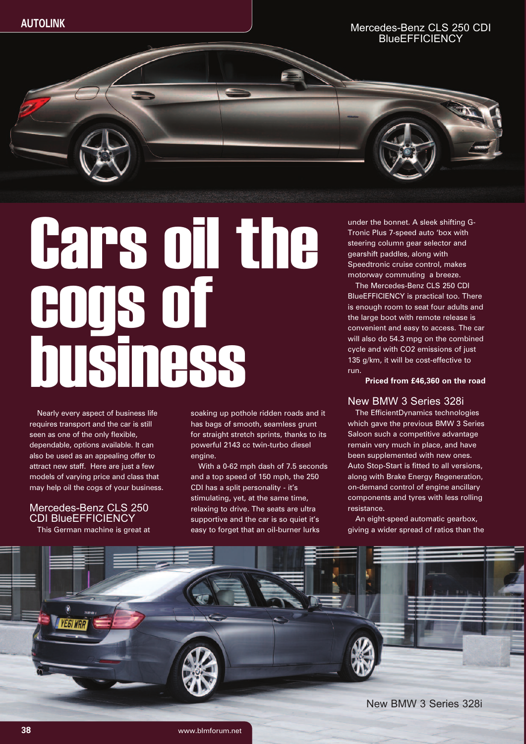Mercedes-Benz CLS 250 CDI BlueEFFICIENCY

# Cars oil the cogs of business

Nearly every aspect of business life requires transport and the car is still seen as one of the only flexible, dependable, options available. It can also be used as an appealing offer to attract new staff. Here are just a few models of varying price and class that may help oil the cogs of your business.

## Mercedes-Benz CLS 250 CDI BlueEFFICIENCY

This German machine is great at soaking up pothole ridden roads and it has bags of smooth, seamless grunt for straight stretch sprints, thanks to its powerful 2143 cc twin-turbo diesel engine.

With a 0-62 mph dash of 7.5 seconds and a top speed of 150 mph, the 250 CDI has a split personality - it's stimulating, yet, at the same time, relaxing to drive. The seats are ultra supportive and the car is so quiet it's easy to forget that an oil-burner lurks under the bonnet. A sleek shifting G-Tronic Plus 7-speed auto 'box with steering column gear selector and gearshift paddles, along with Speedtronic cruise control, makes motorway commuting a breeze.

The Mercedes-Benz CLS 250 CDI BlueEFFICIENCY is practical too. There is enough room to seat four adults and the large boot with remote release is convenient and easy to access. The car will also do 54.3 mpg on the combined cycle and with $CO_2$ emissions of just 135 g/km, it will be cost-effective to run.

**Priced from £46,360 on the road**

## New BMW 3 Series 328i

The EfficientDynamics technologies which gave the previous BMW 3 Series Saloon such a competitive advantage remain very much in place, and have been supplemented with new ones. Auto Stop-Start is fitted to all versions, along with Brake Energy Regeneration, on-demand control of engine ancillary components and tyres with less rolling resistance.

An eight-speed automatic gearbox, giving a wider spread of ratios than the

New BMW 3 Series 328i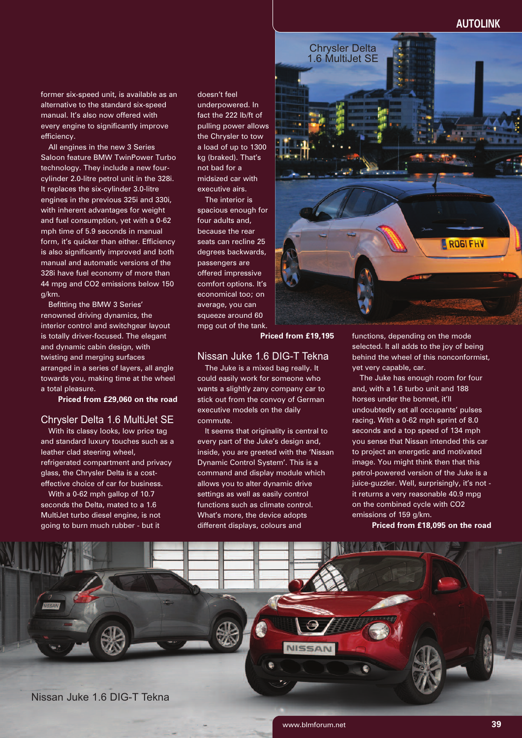former six-speed unit, is available as an alternative to the standard six-speed manual. It's also now offered with every engine to significantly improve efficiency.

All engines in the new 3 Series Saloon feature BMW TwinPower Turbo technology. They include a new four-cylinder 2.0-litre petrol unit in the 328i. It replaces the six-cylinder 3.0-litre engines in the previous 325i and 330i, with inherent advantages for weight and fuel consumption, yet with a 0-62 mph time of 5.9 seconds in manual form, it's quicker than either. Efficiency is also significantly improved and both manual and automatic versions of the 328i have fuel economy of more than 44 mpg and CO2 emissions below 150 g/km.

Befitting the BMW 3 Series' renowned driving dynamics, the interior control and switchgear layout is totally driver-focused. The elegant and dynamic cabin design, with twisting and merging surfaces arranged in a series of layers, all angle towards you, making time at the wheel a total pleasure.

**Priced from £29,060 on the road**

## Chrysler Delta 1.6 MultiJet SE

With its classy looks, low price tag and standard luxury touches such as a leather clad steering wheel, refrigerated compartment and privacy glass, the Chrysler Delta is a cost-effective choice of car for business.

With a 0-62 mph gallop of 10.7 seconds the Delta, mated to a 1.6 MultiJet turbo diesel engine, is not going to burn much rubber - but it doesn't feel underpowered. In fact the 222 lb/ft of pulling power allows the Chrysler to tow a load of up to 1300 kg (braked). That's not bad for a midsized car with executive airs.

The interior is spacious enough for four adults and, because the rear seats can recline 25 degrees backwards, passengers are offered impressive comfort options. It's economical too; on average, you can squeeze around 60 mpg out of the tank.

**Priced from £19,195**

Chrysler Delta 1.6 MultiJet SE

## Nissan Juke 1.6 DIG-T Tekna

The Juke is a mixed bag really. It could easily work for someone who wants a slightly zany company car to stick out from the convoy of German executive models on the daily commute.

It seems that originality is central to every part of the Juke's design and, inside, you are greeted with the 'Nissan Dynamic Control System'. This is a command and display module which allows you to alter dynamic drive settings as well as easily control functions such as climate control. What's more, the device adopts different displays, colours and functions, depending on the mode selected. It all adds to the joy of being behind the wheel of this nonconformist, yet very capable, car.

The Juke has enough room for four and, with a 1.6 turbo unit and 188 horses under the bonnet, it'll undoubtedly set all occupants' pulses racing. With a 0-62 mph sprint of 8.0 seconds and a top speed of 134 mph you sense that Nissan intended this car to project an energetic and motivated image. You might think then that this petrol-powered version of the Juke is a juice-guzzler. Well, surprisingly, it's not - it returns a very reasonable 40.9 mpg on the combined cycle with CO2 emissions of 159 g/km.

**Priced from £18,095 on the road**

Nissan Juke 1.6 DIG-T Tekna